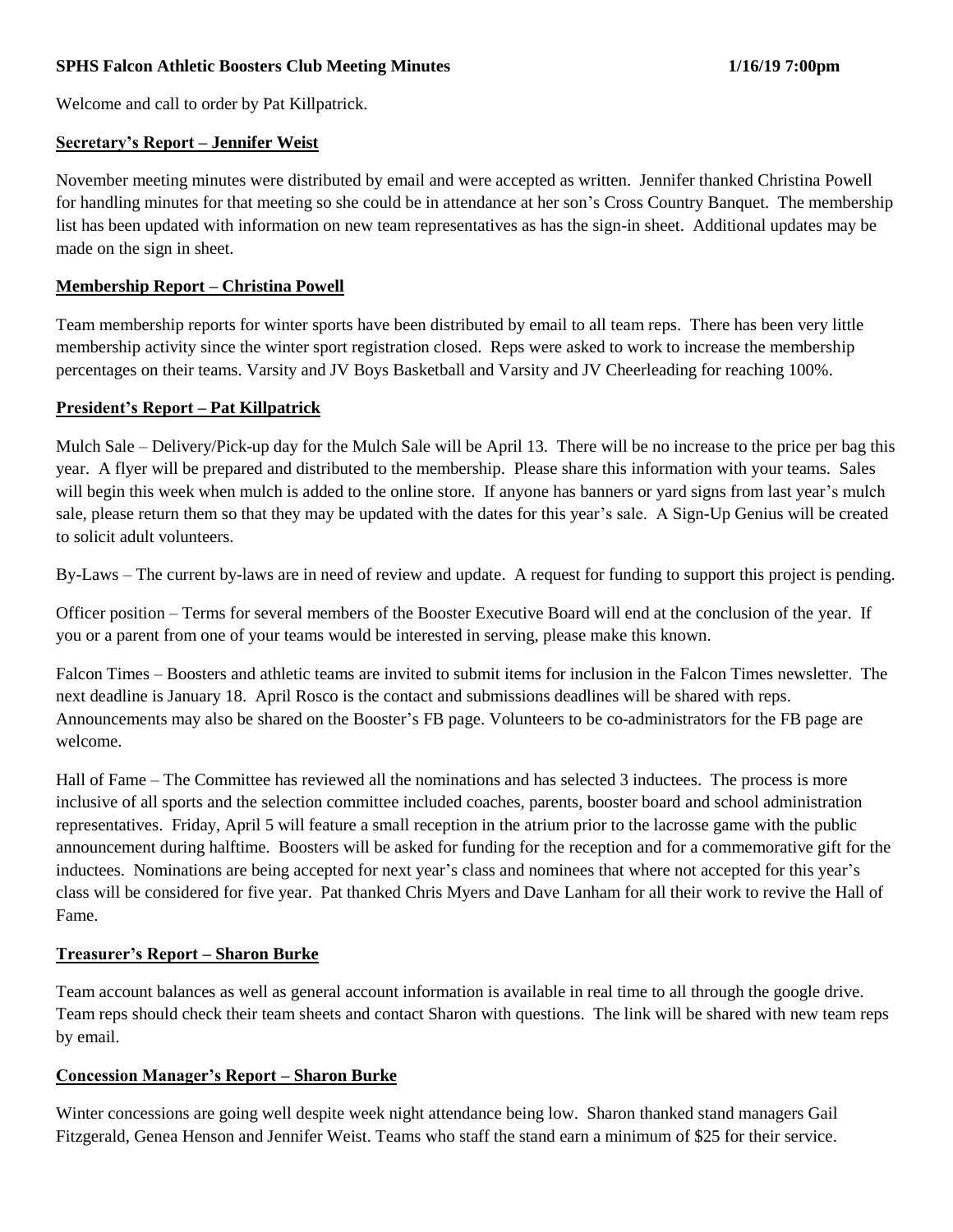**SPHS Falcon Athletic Boosters Club Meeting Minutes 1/16/19 7:00pm**

Welcome and call to order by Pat Killpatrick.

## Secretary's Report – Jennifer Weist

November meeting minutes were distributed by email and were accepted as written. Jennifer thanked Christina Powell for handling minutes for that meeting so she could be in attendance at her son's Cross Country Banquet. The membership list has been updated with information on new team representatives as has the sign-in sheet. Additional updates may be made on the sign in sheet.

## Membership Report – Christina Powell

Team membership reports for winter sports have been distributed by email to all team reps. There has been very little membership activity since the winter sport registration closed. Reps were asked to work to increase the membership percentages on their teams. Varsity and JV Boys Basketball and Varsity and JV Cheerleading for reaching 100%.

## President's Report – Pat Killpatrick

Mulch Sale – Delivery/Pick-up day for the Mulch Sale will be April 13. There will be no increase to the price per bag this year. A flyer will be prepared and distributed to the membership. Please share this information with your teams. Sales will begin this week when mulch is added to the online store. If anyone has banners or yard signs from last year's mulch sale, please return them so that they may be updated with the dates for this year's sale. A Sign-Up Genius will be created to solicit adult volunteers.

By-Laws – The current by-laws are in need of review and update. A request for funding to support this project is pending.

Officer position – Terms for several members of the Booster Executive Board will end at the conclusion of the year. If you or a parent from one of your teams would be interested in serving, please make this known.

Falcon Times – Boosters and athletic teams are invited to submit items for inclusion in the Falcon Times newsletter. The next deadline is January 18. April Rosco is the contact and submissions deadlines will be shared with reps. Announcements may also be shared on the Booster's FB page. Volunteers to be co-administrators for the FB page are welcome.

Hall of Fame – The Committee has reviewed all the nominations and has selected 3 inductees. The process is more inclusive of all sports and the selection committee included coaches, parents, booster board and school administration representatives. Friday, April 5 will feature a small reception in the atrium prior to the lacrosse game with the public announcement during halftime. Boosters will be asked for funding for the reception and for a commemorative gift for the inductees. Nominations are being accepted for next year's class and nominees that where not accepted for this year's class will be considered for five year. Pat thanked Chris Myers and Dave Lanham for all their work to revive the Hall of Fame.

## Treasurer's Report – Sharon Burke

Team account balances as well as general account information is available in real time to all through the google drive. Team reps should check their team sheets and contact Sharon with questions. The link will be shared with new team reps by email.

## Concession Manager's Report – Sharon Burke

Winter concessions are going well despite week night attendance being low. Sharon thanked stand managers Gail Fitzgerald, Genea Henson and Jennifer Weist. Teams who staff the stand earn a minimum of $25 for their service.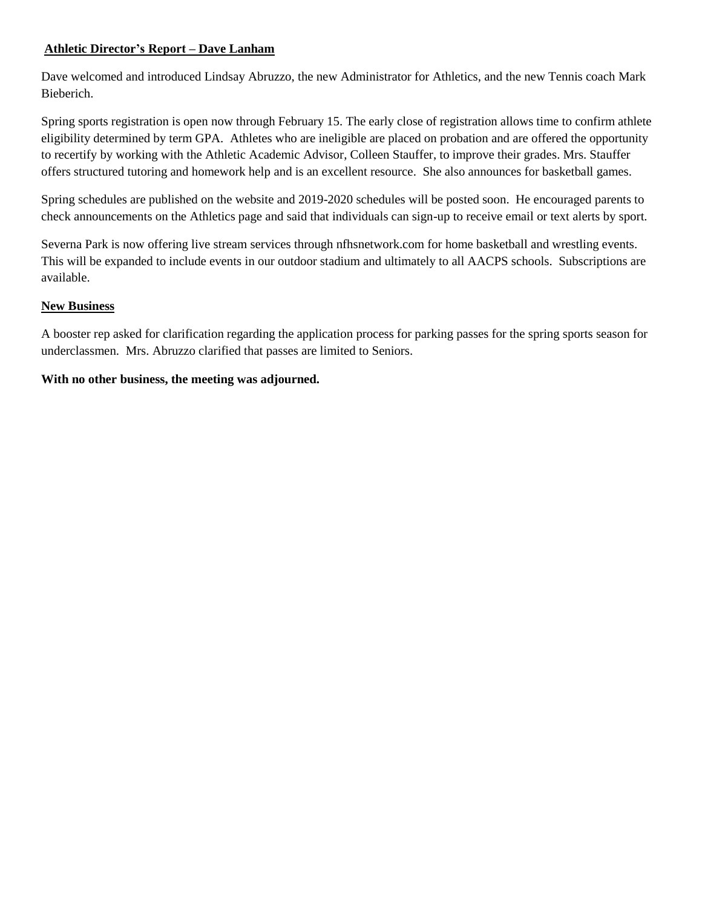**Athletic Director's Report – Dave Lanham**

Dave welcomed and introduced Lindsay Abruzzo, the new Administrator for Athletics, and the new Tennis coach Mark Bieberich.

Spring sports registration is open now through February 15. The early close of registration allows time to confirm athlete eligibility determined by term GPA. Athletes who are ineligible are placed on probation and are offered the opportunity to recertify by working with the Athletic Academic Advisor, Colleen Stauffer, to improve their grades. Mrs. Stauffer offers structured tutoring and homework help and is an excellent resource. She also announces for basketball games.

Spring schedules are published on the website and 2019-2020 schedules will be posted soon. He encouraged parents to check announcements on the Athletics page and said that individuals can sign-up to receive email or text alerts by sport.

Severna Park is now offering live stream services through nfhsnetwork.com for home basketball and wrestling events. This will be expanded to include events in our outdoor stadium and ultimately to all AACPS schools. Subscriptions are available.

**New Business**

A booster rep asked for clarification regarding the application process for parking passes for the spring sports season for underclassmen. Mrs. Abruzzo clarified that passes are limited to Seniors.

**With no other business, the meeting was adjourned.**